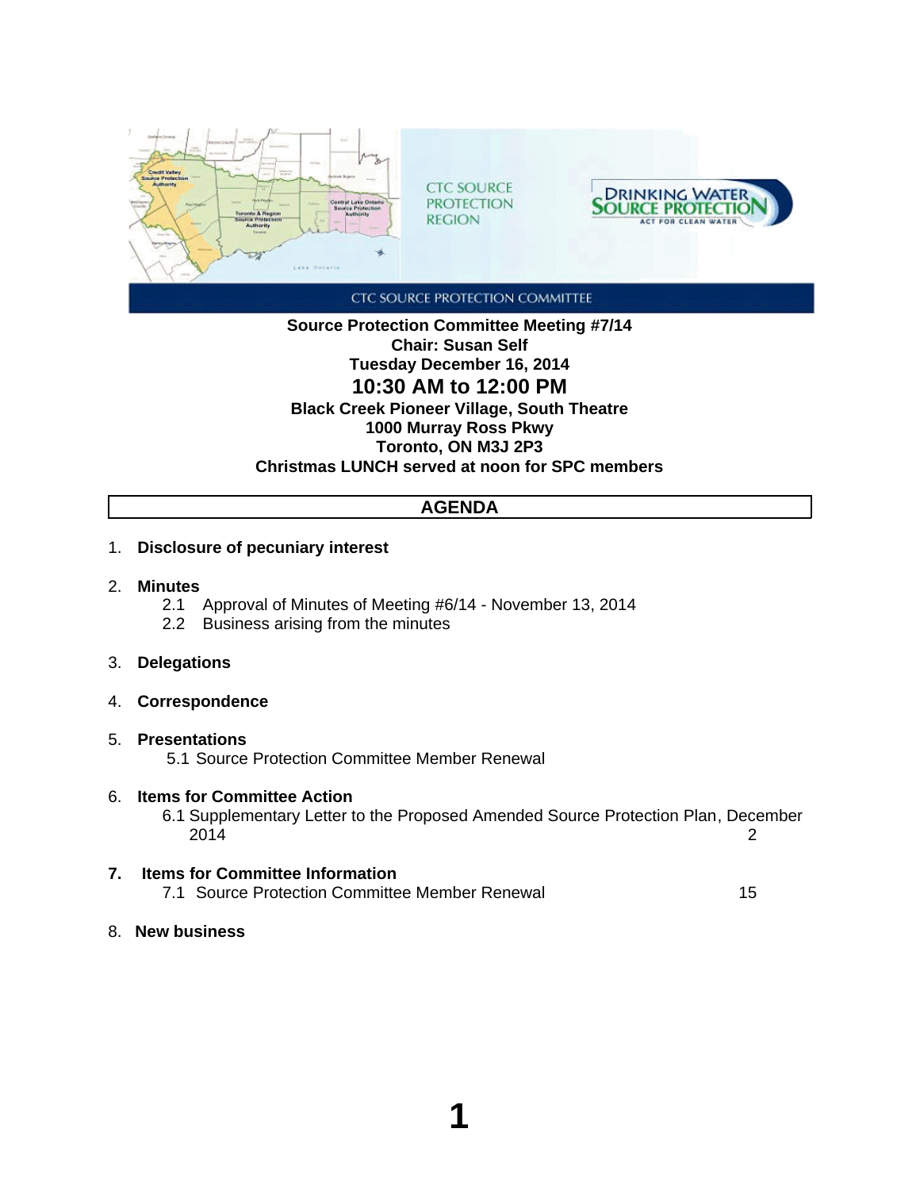CTC SOURCE PROTECTION REGION

DRINKING WATER SOURCE PROTECTION — ACT FOR CLEAN WATER

CTC SOURCE PROTECTION COMMITTEE

**Source Protection Committee Meeting #7/14**
**Chair: Susan Self**
**Tuesday December 16, 2014**
**10:30 AM to 12:00 PM**
**Black Creek Pioneer Village, South Theatre**
**1000 Murray Ross Pkwy**
**Toronto, ON M3J 2P3**
**Christmas LUNCH served at noon for SPC members**

## AGENDA

1. **Disclosure of pecuniary interest**

2. **Minutes**
   - 2.1 Approval of Minutes of Meeting #6/14 - November 13, 2014
   - 2.2 Business arising from the minutes

3. **Delegations**

4. **Correspondence**

5. **Presentations**
   - 5.1 Source Protection Committee Member Renewal

6. **Items for Committee Action**
   - 6.1 Supplementary Letter to the Proposed Amended Source Protection Plan, December 2014 — 2

7. **Items for Committee Information**
   - 7.1 Source Protection Committee Member Renewal — 15

8. **New business**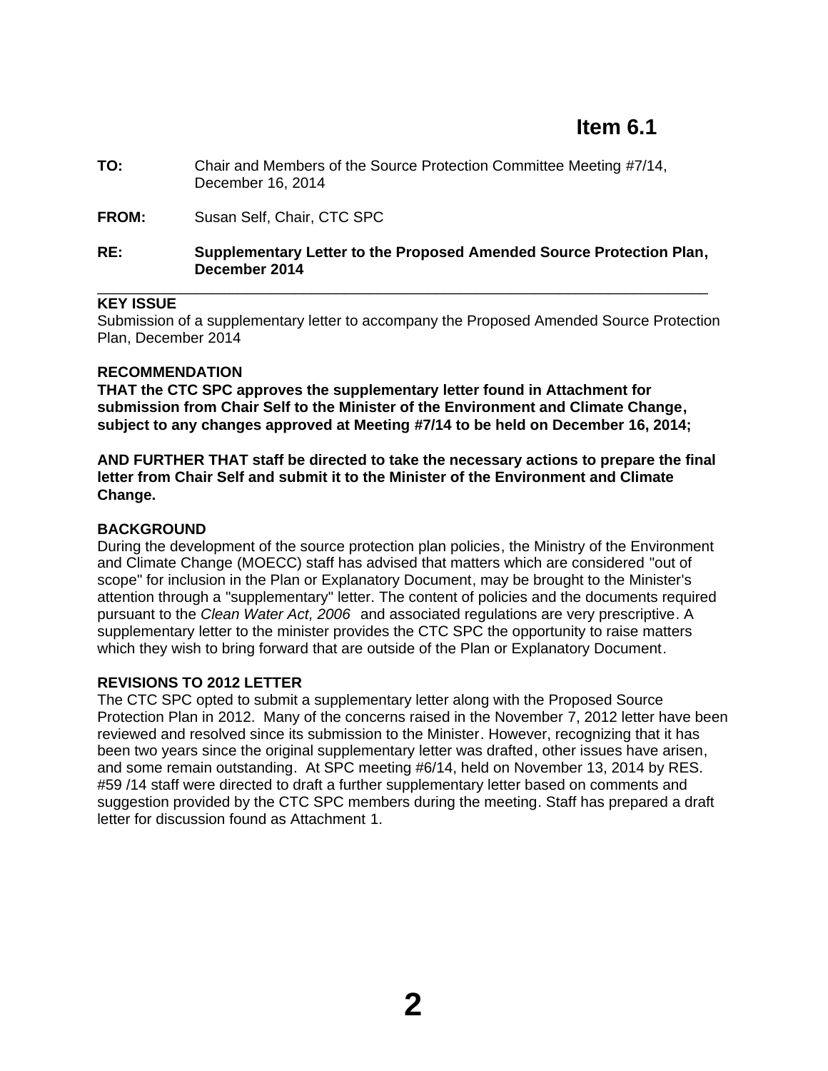# Item 6.1

**TO:** Chair and Members of the Source Protection Committee Meeting #7/14, December 16, 2014

**FROM:** Susan Self, Chair, CTC SPC

**RE:** **Supplementary Letter to the Proposed Amended Source Protection Plan, December 2014**

---

**KEY ISSUE**
Submission of a supplementary letter to accompany the Proposed Amended Source Protection Plan, December 2014

**RECOMMENDATION**
**THAT the CTC SPC approves the supplementary letter found in Attachment for submission from Chair Self to the Minister of the Environment and Climate Change, subject to any changes approved at Meeting #7/14 to be held on December 16, 2014;**

**AND FURTHER THAT staff be directed to take the necessary actions to prepare the final letter from Chair Self and submit it to the Minister of the Environment and Climate Change.**

**BACKGROUND**
During the development of the source protection plan policies, the Ministry of the Environment and Climate Change (MOECC) staff has advised that matters which are considered "out of scope" for inclusion in the Plan or Explanatory Document, may be brought to the Minister's attention through a "supplementary" letter. The content of policies and the documents required pursuant to the *Clean Water Act, 2006* and associated regulations are very prescriptive. A supplementary letter to the minister provides the CTC SPC the opportunity to raise matters which they wish to bring forward that are outside of the Plan or Explanatory Document.

**REVISIONS TO 2012 LETTER**
The CTC SPC opted to submit a supplementary letter along with the Proposed Source Protection Plan in 2012. Many of the concerns raised in the November 7, 2012 letter have been reviewed and resolved since its submission to the Minister. However, recognizing that it has been two years since the original supplementary letter was drafted, other issues have arisen, and some remain outstanding. At SPC meeting #6/14, held on November 13, 2014 by RES. #59 /14 staff were directed to draft a further supplementary letter based on comments and suggestion provided by the CTC SPC members during the meeting. Staff has prepared a draft letter for discussion found as Attachment 1.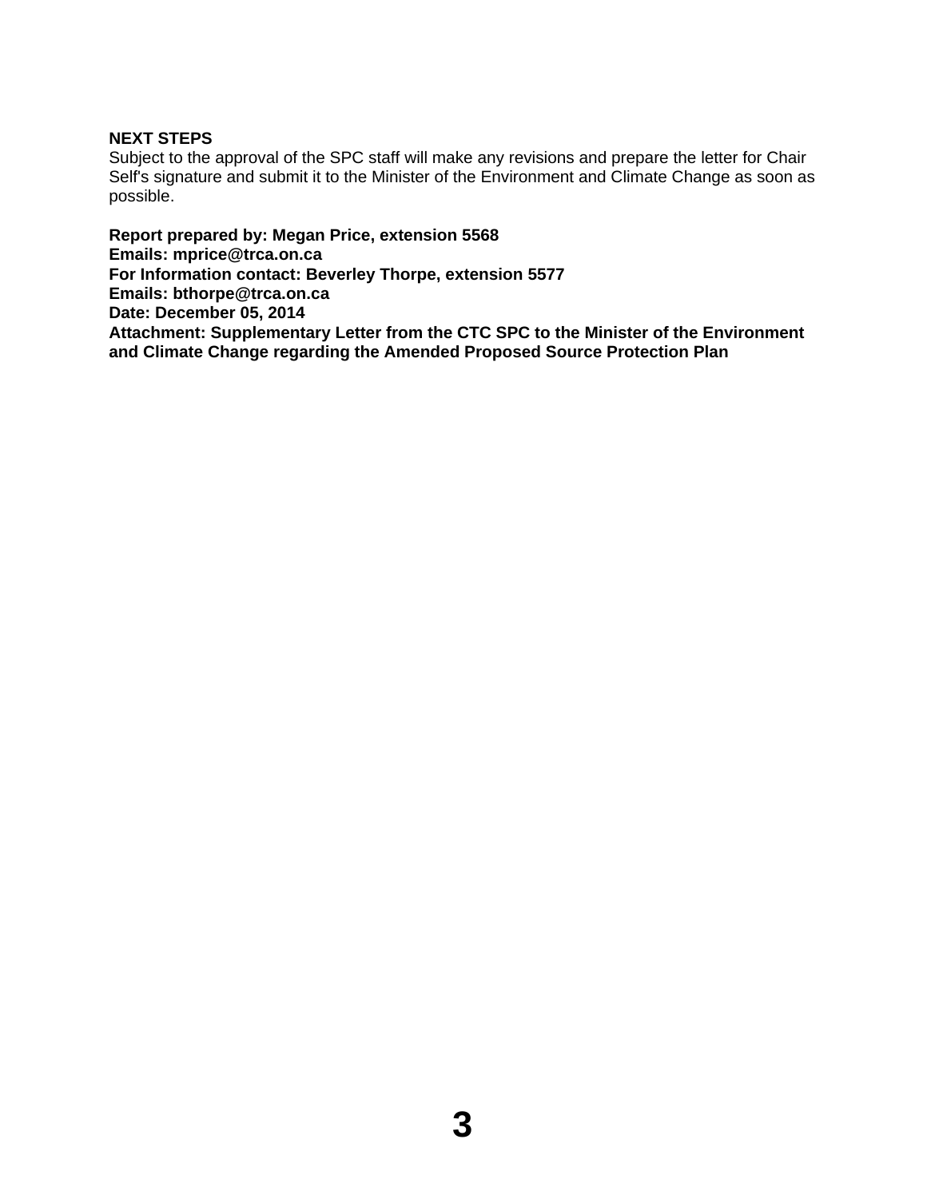**NEXT STEPS**

Subject to the approval of the SPC staff will make any revisions and prepare the letter for Chair Self's signature and submit it to the Minister of the Environment and Climate Change as soon as possible.

**Report prepared by: Megan Price, extension 5568**
**Emails: mprice@trca.on.ca**
**For Information contact: Beverley Thorpe, extension 5577**
**Emails: bthorpe@trca.on.ca**
**Date: December 05, 2014**
**Attachment: Supplementary Letter from the CTC SPC to the Minister of the Environment and Climate Change regarding the Amended Proposed Source Protection Plan**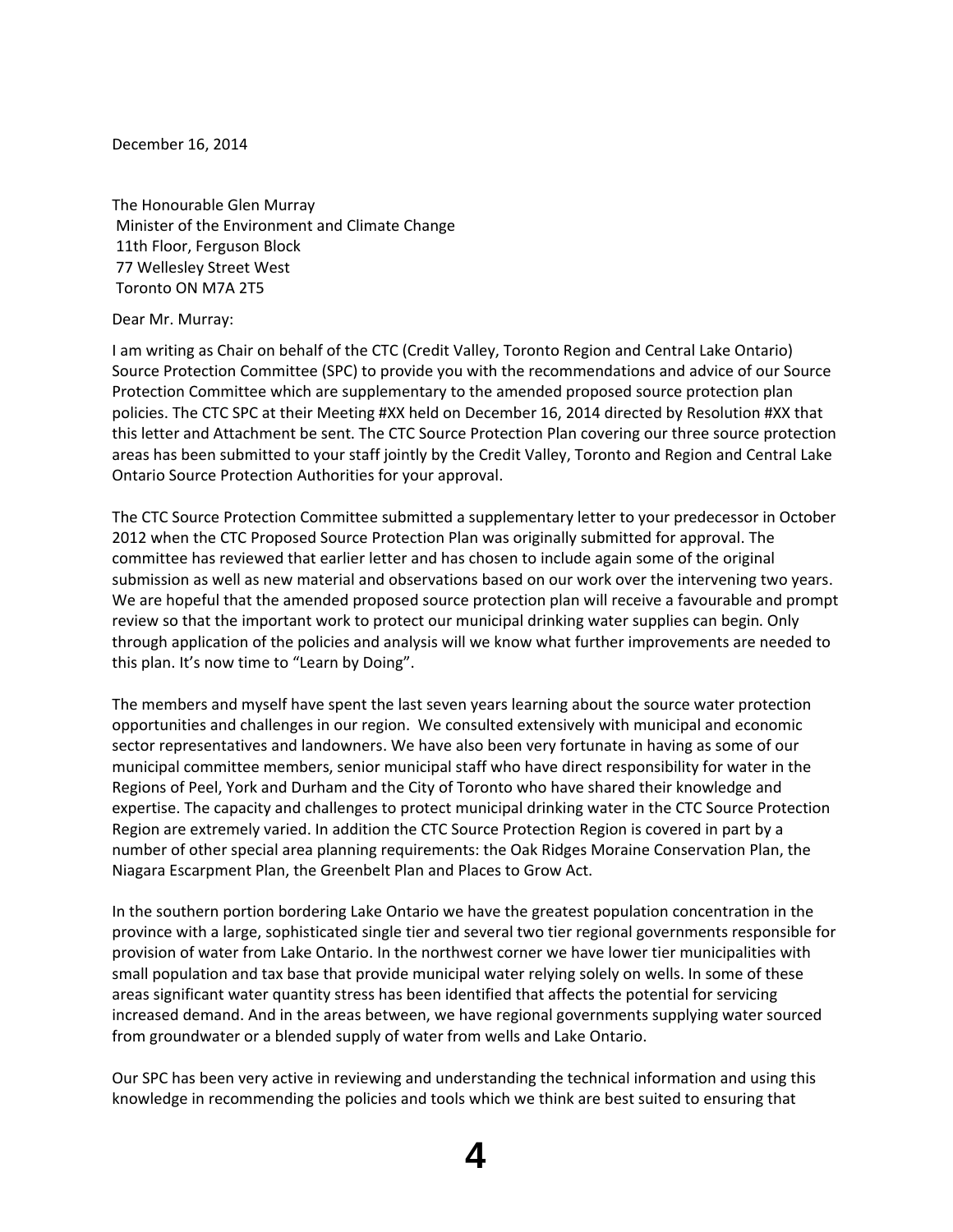December 16, 2014

The Honourable Glen Murray
Minister of the Environment and Climate Change
11th Floor, Ferguson Block
77 Wellesley Street West
Toronto ON M7A 2T5

Dear Mr. Murray:

I am writing as Chair on behalf of the CTC (Credit Valley, Toronto Region and Central Lake Ontario) Source Protection Committee (SPC) to provide you with the recommendations and advice of our Source Protection Committee which are supplementary to the amended proposed source protection plan policies. The CTC SPC at their Meeting #XX held on December 16, 2014 directed by Resolution #XX that this letter and Attachment be sent. The CTC Source Protection Plan covering our three source protection areas has been submitted to your staff jointly by the Credit Valley, Toronto and Region and Central Lake Ontario Source Protection Authorities for your approval.

The CTC Source Protection Committee submitted a supplementary letter to your predecessor in October 2012 when the CTC Proposed Source Protection Plan was originally submitted for approval. The committee has reviewed that earlier letter and has chosen to include again some of the original submission as well as new material and observations based on our work over the intervening two years. We are hopeful that the amended proposed source protection plan will receive a favourable and prompt review so that the important work to protect our municipal drinking water supplies can begin. Only through application of the policies and analysis will we know what further improvements are needed to this plan. It's now time to "Learn by Doing".

The members and myself have spent the last seven years learning about the source water protection opportunities and challenges in our region. We consulted extensively with municipal and economic sector representatives and landowners. We have also been very fortunate in having as some of our municipal committee members, senior municipal staff who have direct responsibility for water in the Regions of Peel, York and Durham and the City of Toronto who have shared their knowledge and expertise. The capacity and challenges to protect municipal drinking water in the CTC Source Protection Region are extremely varied. In addition the CTC Source Protection Region is covered in part by a number of other special area planning requirements: the Oak Ridges Moraine Conservation Plan, the Niagara Escarpment Plan, the Greenbelt Plan and Places to Grow Act.

In the southern portion bordering Lake Ontario we have the greatest population concentration in the province with a large, sophisticated single tier and several two tier regional governments responsible for provision of water from Lake Ontario. In the northwest corner we have lower tier municipalities with small population and tax base that provide municipal water relying solely on wells. In some of these areas significant water quantity stress has been identified that affects the potential for servicing increased demand. And in the areas between, we have regional governments supplying water sourced from groundwater or a blended supply of water from wells and Lake Ontario.

Our SPC has been very active in reviewing and understanding the technical information and using this knowledge in recommending the policies and tools which we think are best suited to ensuring that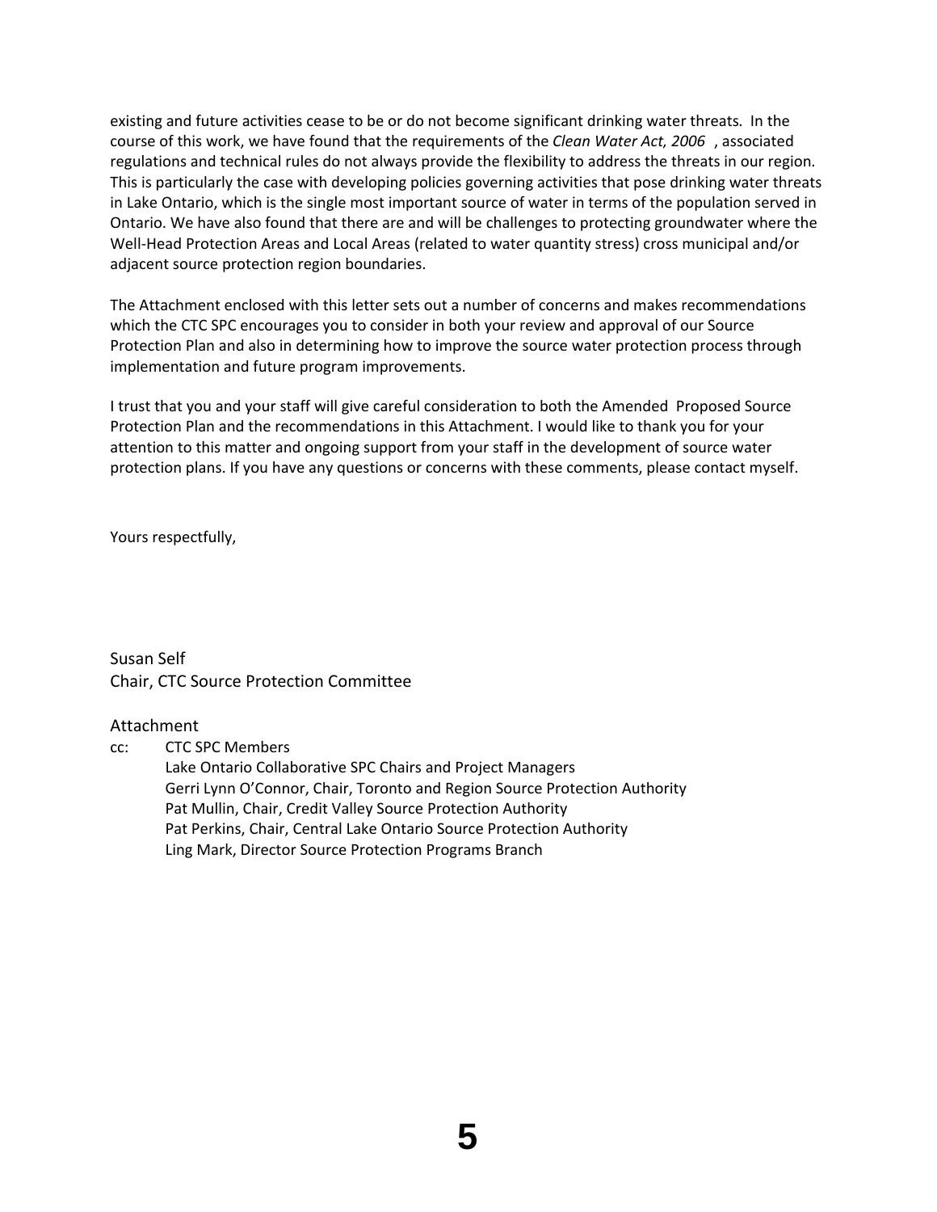existing and future activities cease to be or do not become significant drinking water threats. In the course of this work, we have found that the requirements of the *Clean Water Act, 2006*, associated regulations and technical rules do not always provide the flexibility to address the threats in our region. This is particularly the case with developing policies governing activities that pose drinking water threats in Lake Ontario, which is the single most important source of water in terms of the population served in Ontario. We have also found that there are and will be challenges to protecting groundwater where the Well-Head Protection Areas and Local Areas (related to water quantity stress) cross municipal and/or adjacent source protection region boundaries.

The Attachment enclosed with this letter sets out a number of concerns and makes recommendations which the CTC SPC encourages you to consider in both your review and approval of our Source Protection Plan and also in determining how to improve the source water protection process through implementation and future program improvements.

I trust that you and your staff will give careful consideration to both the Amended Proposed Source Protection Plan and the recommendations in this Attachment. I would like to thank you for your attention to this matter and ongoing support from your staff in the development of source water protection plans. If you have any questions or concerns with these comments, please contact myself.

Yours respectfully,

Susan Self
Chair, CTC Source Protection Committee

Attachment

cc: CTC SPC Members
Lake Ontario Collaborative SPC Chairs and Project Managers
Gerri Lynn O'Connor, Chair, Toronto and Region Source Protection Authority
Pat Mullin, Chair, Credit Valley Source Protection Authority
Pat Perkins, Chair, Central Lake Ontario Source Protection Authority
Ling Mark, Director Source Protection Programs Branch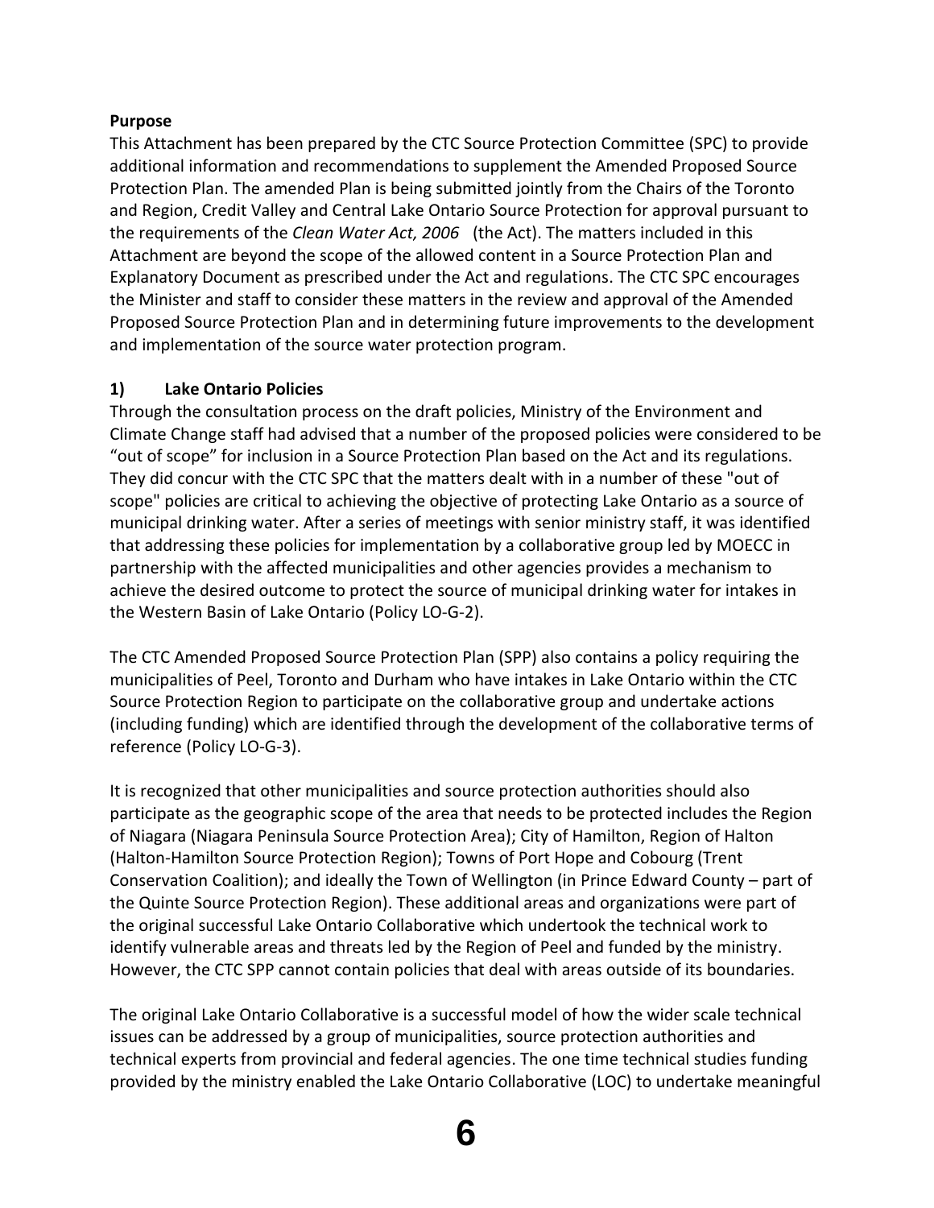**Purpose**

This Attachment has been prepared by the CTC Source Protection Committee (SPC) to provide additional information and recommendations to supplement the Amended Proposed Source Protection Plan. The amended Plan is being submitted jointly from the Chairs of the Toronto and Region, Credit Valley and Central Lake Ontario Source Protection for approval pursuant to the requirements of the *Clean Water Act, 2006* (the Act). The matters included in this Attachment are beyond the scope of the allowed content in a Source Protection Plan and Explanatory Document as prescribed under the Act and regulations. The CTC SPC encourages the Minister and staff to consider these matters in the review and approval of the Amended Proposed Source Protection Plan and in determining future improvements to the development and implementation of the source water protection program.

**1) Lake Ontario Policies**

Through the consultation process on the draft policies, Ministry of the Environment and Climate Change staff had advised that a number of the proposed policies were considered to be "out of scope" for inclusion in a Source Protection Plan based on the Act and its regulations. They did concur with the CTC SPC that the matters dealt with in a number of these "out of scope" policies are critical to achieving the objective of protecting Lake Ontario as a source of municipal drinking water. After a series of meetings with senior ministry staff, it was identified that addressing these policies for implementation by a collaborative group led by MOECC in partnership with the affected municipalities and other agencies provides a mechanism to achieve the desired outcome to protect the source of municipal drinking water for intakes in the Western Basin of Lake Ontario (Policy LO-G-2).

The CTC Amended Proposed Source Protection Plan (SPP) also contains a policy requiring the municipalities of Peel, Toronto and Durham who have intakes in Lake Ontario within the CTC Source Protection Region to participate on the collaborative group and undertake actions (including funding) which are identified through the development of the collaborative terms of reference (Policy LO-G-3).

It is recognized that other municipalities and source protection authorities should also participate as the geographic scope of the area that needs to be protected includes the Region of Niagara (Niagara Peninsula Source Protection Area); City of Hamilton, Region of Halton (Halton-Hamilton Source Protection Region); Towns of Port Hope and Cobourg (Trent Conservation Coalition); and ideally the Town of Wellington (in Prince Edward County – part of the Quinte Source Protection Region). These additional areas and organizations were part of the original successful Lake Ontario Collaborative which undertook the technical work to identify vulnerable areas and threats led by the Region of Peel and funded by the ministry. However, the CTC SPP cannot contain policies that deal with areas outside of its boundaries.

The original Lake Ontario Collaborative is a successful model of how the wider scale technical issues can be addressed by a group of municipalities, source protection authorities and technical experts from provincial and federal agencies. The one time technical studies funding provided by the ministry enabled the Lake Ontario Collaborative (LOC) to undertake meaningful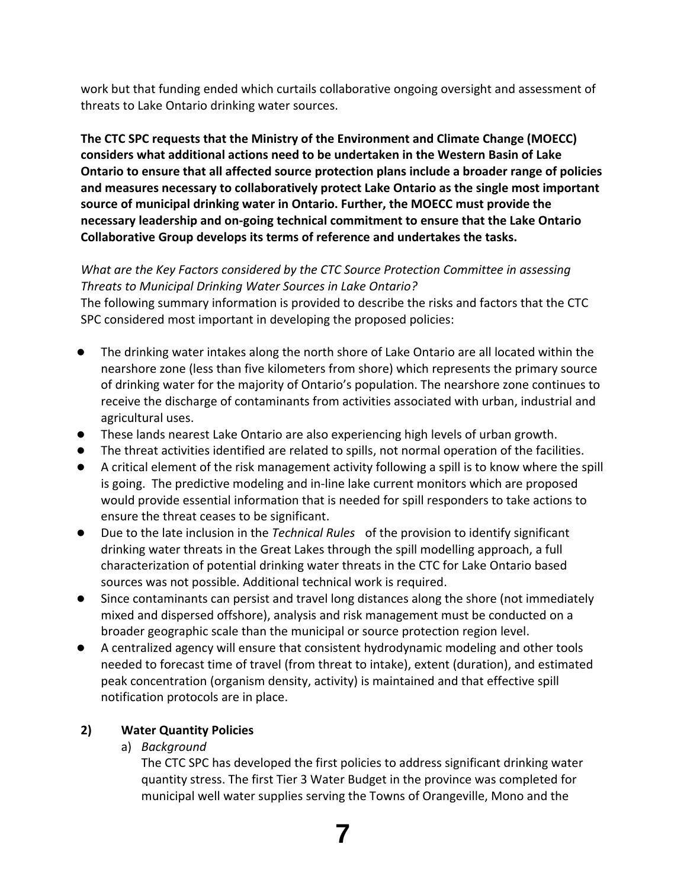work but that funding ended which curtails collaborative ongoing oversight and assessment of threats to Lake Ontario drinking water sources.

**The CTC SPC requests that the Ministry of the Environment and Climate Change (MOECC) considers what additional actions need to be undertaken in the Western Basin of Lake Ontario to ensure that all affected source protection plans include a broader range of policies and measures necessary to collaboratively protect Lake Ontario as the single most important source of municipal drinking water in Ontario. Further, the MOECC must provide the necessary leadership and on-going technical commitment to ensure that the Lake Ontario Collaborative Group develops its terms of reference and undertakes the tasks.**

*What are the Key Factors considered by the CTC Source Protection Committee in assessing Threats to Municipal Drinking Water Sources in Lake Ontario?*

The following summary information is provided to describe the risks and factors that the CTC SPC considered most important in developing the proposed policies:

- The drinking water intakes along the north shore of Lake Ontario are all located within the nearshore zone (less than five kilometers from shore) which represents the primary source of drinking water for the majority of Ontario's population. The nearshore zone continues to receive the discharge of contaminants from activities associated with urban, industrial and agricultural uses.
- These lands nearest Lake Ontario are also experiencing high levels of urban growth.
- The threat activities identified are related to spills, not normal operation of the facilities.
- A critical element of the risk management activity following a spill is to know where the spill is going. The predictive modeling and in-line lake current monitors which are proposed would provide essential information that is needed for spill responders to take actions to ensure the threat ceases to be significant.
- Due to the late inclusion in the *Technical Rules* of the provision to identify significant drinking water threats in the Great Lakes through the spill modelling approach, a full characterization of potential drinking water threats in the CTC for Lake Ontario based sources was not possible. Additional technical work is required.
- Since contaminants can persist and travel long distances along the shore (not immediately mixed and dispersed offshore), analysis and risk management must be conducted on a broader geographic scale than the municipal or source protection region level.
- A centralized agency will ensure that consistent hydrodynamic modeling and other tools needed to forecast time of travel (from threat to intake), extent (duration), and estimated peak concentration (organism density, activity) is maintained and that effective spill notification protocols are in place.

## 2) Water Quantity Policies

a) *Background*

The CTC SPC has developed the first policies to address significant drinking water quantity stress. The first Tier 3 Water Budget in the province was completed for municipal well water supplies serving the Towns of Orangeville, Mono and the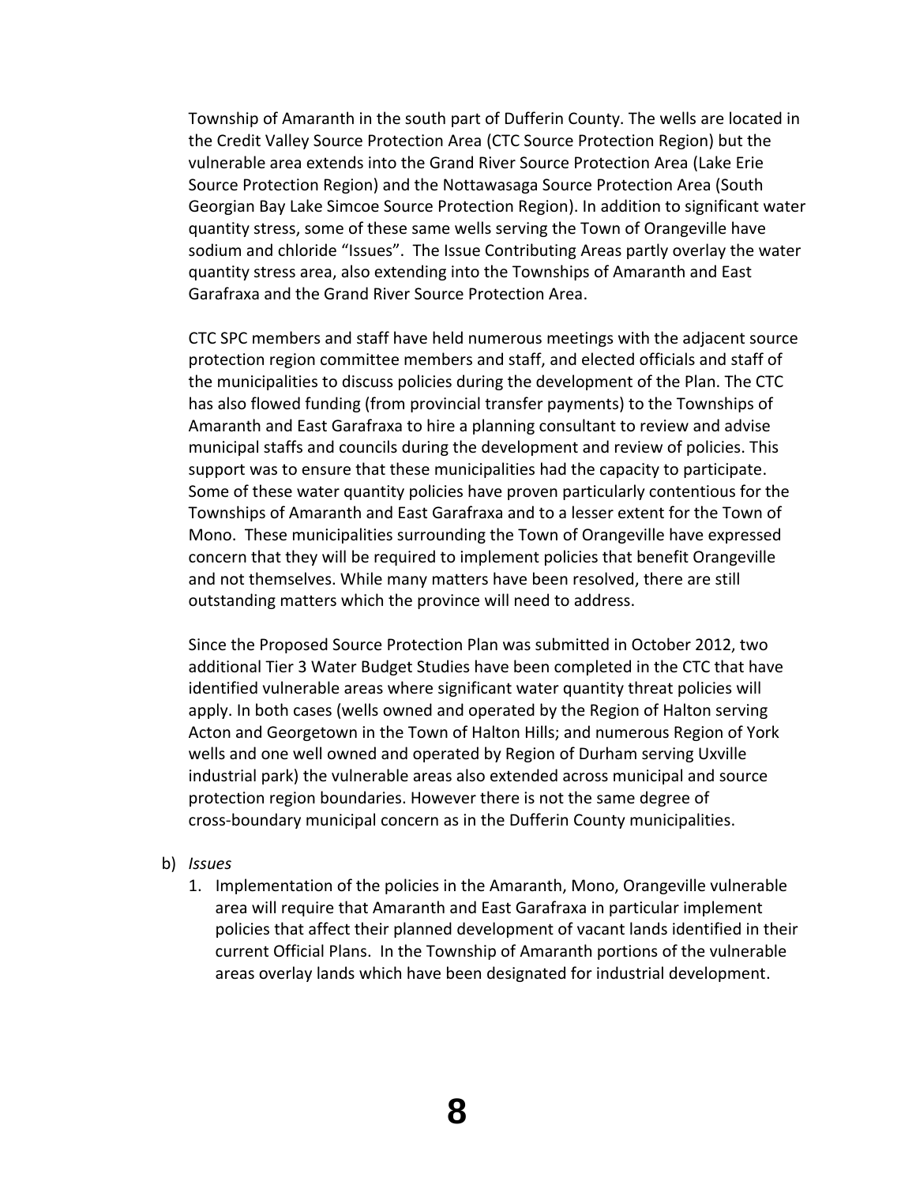Township of Amaranth in the south part of Dufferin County. The wells are located in the Credit Valley Source Protection Area (CTC Source Protection Region) but the vulnerable area extends into the Grand River Source Protection Area (Lake Erie Source Protection Region) and the Nottawasaga Source Protection Area (South Georgian Bay Lake Simcoe Source Protection Region). In addition to significant water quantity stress, some of these same wells serving the Town of Orangeville have sodium and chloride "Issues". The Issue Contributing Areas partly overlay the water quantity stress area, also extending into the Townships of Amaranth and East Garafraxa and the Grand River Source Protection Area.

CTC SPC members and staff have held numerous meetings with the adjacent source protection region committee members and staff, and elected officials and staff of the municipalities to discuss policies during the development of the Plan. The CTC has also flowed funding (from provincial transfer payments) to the Townships of Amaranth and East Garafraxa to hire a planning consultant to review and advise municipal staffs and councils during the development and review of policies. This support was to ensure that these municipalities had the capacity to participate. Some of these water quantity policies have proven particularly contentious for the Townships of Amaranth and East Garafraxa and to a lesser extent for the Town of Mono. These municipalities surrounding the Town of Orangeville have expressed concern that they will be required to implement policies that benefit Orangeville and not themselves. While many matters have been resolved, there are still outstanding matters which the province will need to address.

Since the Proposed Source Protection Plan was submitted in October 2012, two additional Tier 3 Water Budget Studies have been completed in the CTC that have identified vulnerable areas where significant water quantity threat policies will apply. In both cases (wells owned and operated by the Region of Halton serving Acton and Georgetown in the Town of Halton Hills; and numerous Region of York wells and one well owned and operated by Region of Durham serving Uxville industrial park) the vulnerable areas also extended across municipal and source protection region boundaries. However there is not the same degree of cross-boundary municipal concern as in the Dufferin County municipalities.

b) *Issues*

1. Implementation of the policies in the Amaranth, Mono, Orangeville vulnerable area will require that Amaranth and East Garafraxa in particular implement policies that affect their planned development of vacant lands identified in their current Official Plans. In the Township of Amaranth portions of the vulnerable areas overlay lands which have been designated for industrial development.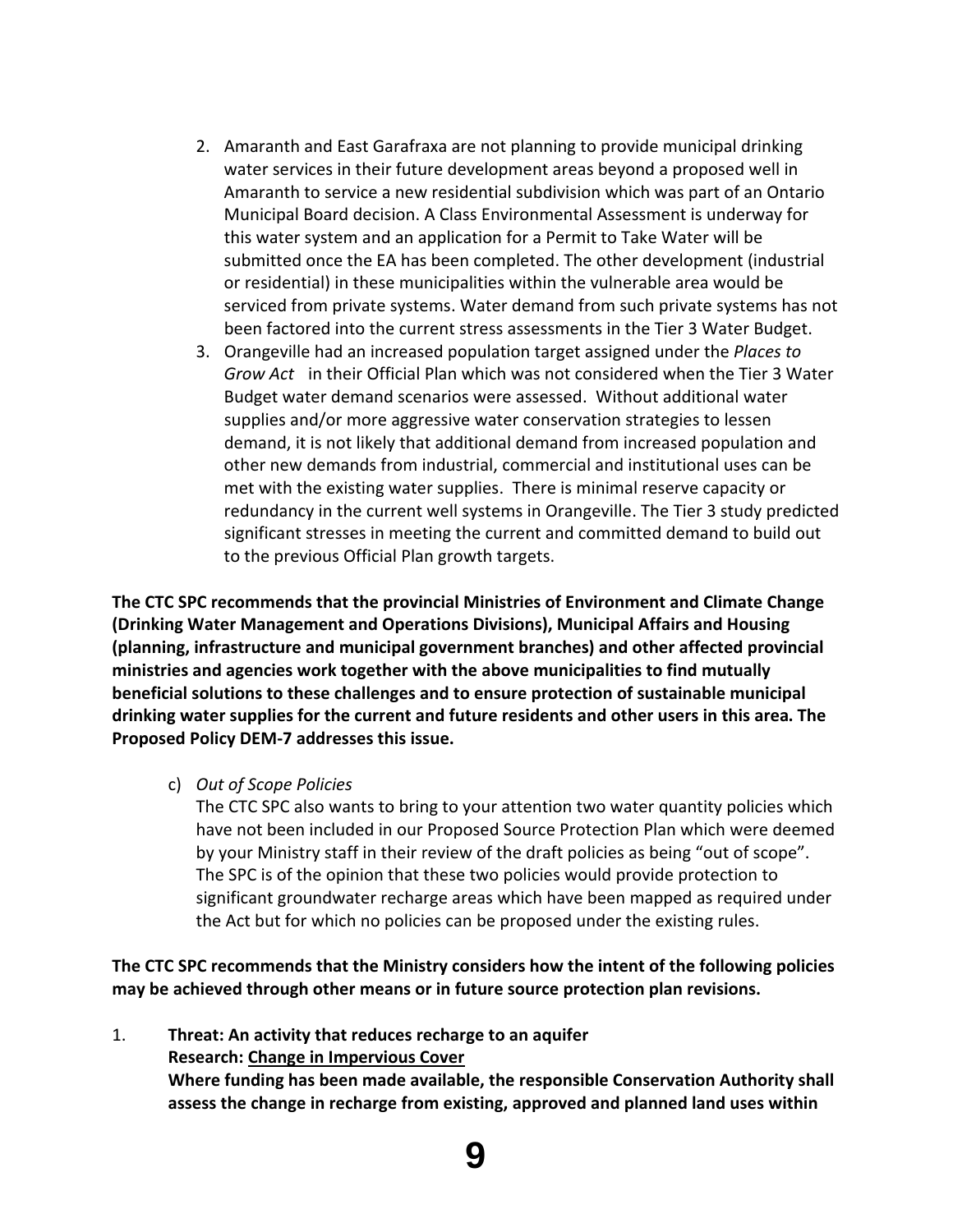2. Amaranth and East Garafraxa are not planning to provide municipal drinking water services in their future development areas beyond a proposed well in Amaranth to service a new residential subdivision which was part of an Ontario Municipal Board decision. A Class Environmental Assessment is underway for this water system and an application for a Permit to Take Water will be submitted once the EA has been completed. The other development (industrial or residential) in these municipalities within the vulnerable area would be serviced from private systems. Water demand from such private systems has not been factored into the current stress assessments in the Tier 3 Water Budget.
3. Orangeville had an increased population target assigned under the *Places to Grow Act* in their Official Plan which was not considered when the Tier 3 Water Budget water demand scenarios were assessed. Without additional water supplies and/or more aggressive water conservation strategies to lessen demand, it is not likely that additional demand from increased population and other new demands from industrial, commercial and institutional uses can be met with the existing water supplies. There is minimal reserve capacity or redundancy in the current well systems in Orangeville. The Tier 3 study predicted significant stresses in meeting the current and committed demand to build out to the previous Official Plan growth targets.

**The CTC SPC recommends that the provincial Ministries of Environment and Climate Change (Drinking Water Management and Operations Divisions), Municipal Affairs and Housing (planning, infrastructure and municipal government branches) and other affected provincial ministries and agencies work together with the above municipalities to find mutually beneficial solutions to these challenges and to ensure protection of sustainable municipal drinking water supplies for the current and future residents and other users in this area. The Proposed Policy DEM-7 addresses this issue.**

c) *Out of Scope Policies*

The CTC SPC also wants to bring to your attention two water quantity policies which have not been included in our Proposed Source Protection Plan which were deemed by your Ministry staff in their review of the draft policies as being "out of scope". The SPC is of the opinion that these two policies would provide protection to significant groundwater recharge areas which have been mapped as required under the Act but for which no policies can be proposed under the existing rules.

**The CTC SPC recommends that the Ministry considers how the intent of the following policies may be achieved through other means or in future source protection plan revisions.**

1. **Threat: An activity that reduces recharge to an aquifer**
   **Research: <u>Change in Impervious Cover</u>**
   **Where funding has been made available, the responsible Conservation Authority shall assess the change in recharge from existing, approved and planned land uses within**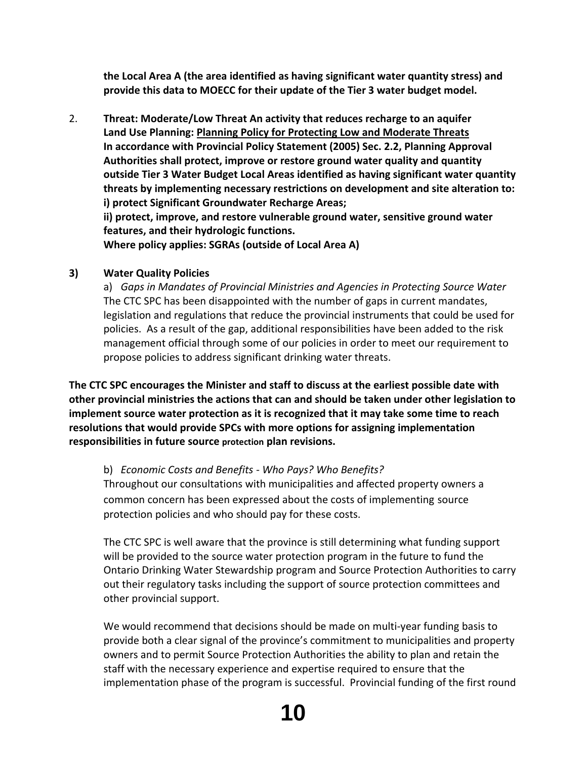**the Local Area A (the area identified as having significant water quantity stress) and provide this data to MOECC for their update of the Tier 3 water budget model.**

2. **Threat: Moderate/Low Threat An activity that reduces recharge to an aquifer**
   **Land Use Planning: Planning Policy for Protecting Low and Moderate Threats**
   **In accordance with Provincial Policy Statement (2005) Sec. 2.2, Planning Approval Authorities shall protect, improve or restore ground water quality and quantity outside Tier 3 Water Budget Local Areas identified as having significant water quantity threats by implementing necessary restrictions on development and site alteration to:**
   **i) protect Significant Groundwater Recharge Areas;**
   **ii) protect, improve, and restore vulnerable ground water, sensitive ground water features, and their hydrologic functions.**
   **Where policy applies: SGRAs (outside of Local Area A)**

**3) Water Quality Policies**

a) *Gaps in Mandates of Provincial Ministries and Agencies in Protecting Source Water*
The CTC SPC has been disappointed with the number of gaps in current mandates, legislation and regulations that reduce the provincial instruments that could be used for policies. As a result of the gap, additional responsibilities have been added to the risk management official through some of our policies in order to meet our requirement to propose policies to address significant drinking water threats.

**The CTC SPC encourages the Minister and staff to discuss at the earliest possible date with other provincial ministries the actions that can and should be taken under other legislation to implement source water protection as it is recognized that it may take some time to reach resolutions that would provide SPCs with more options for assigning implementation responsibilities in future source protection plan revisions.**

b) *Economic Costs and Benefits - Who Pays? Who Benefits?*
Throughout our consultations with municipalities and affected property owners a common concern has been expressed about the costs of implementing source protection policies and who should pay for these costs.

The CTC SPC is well aware that the province is still determining what funding support will be provided to the source water protection program in the future to fund the Ontario Drinking Water Stewardship program and Source Protection Authorities to carry out their regulatory tasks including the support of source protection committees and other provincial support.

We would recommend that decisions should be made on multi-year funding basis to provide both a clear signal of the province's commitment to municipalities and property owners and to permit Source Protection Authorities the ability to plan and retain the staff with the necessary experience and expertise required to ensure that the implementation phase of the program is successful. Provincial funding of the first round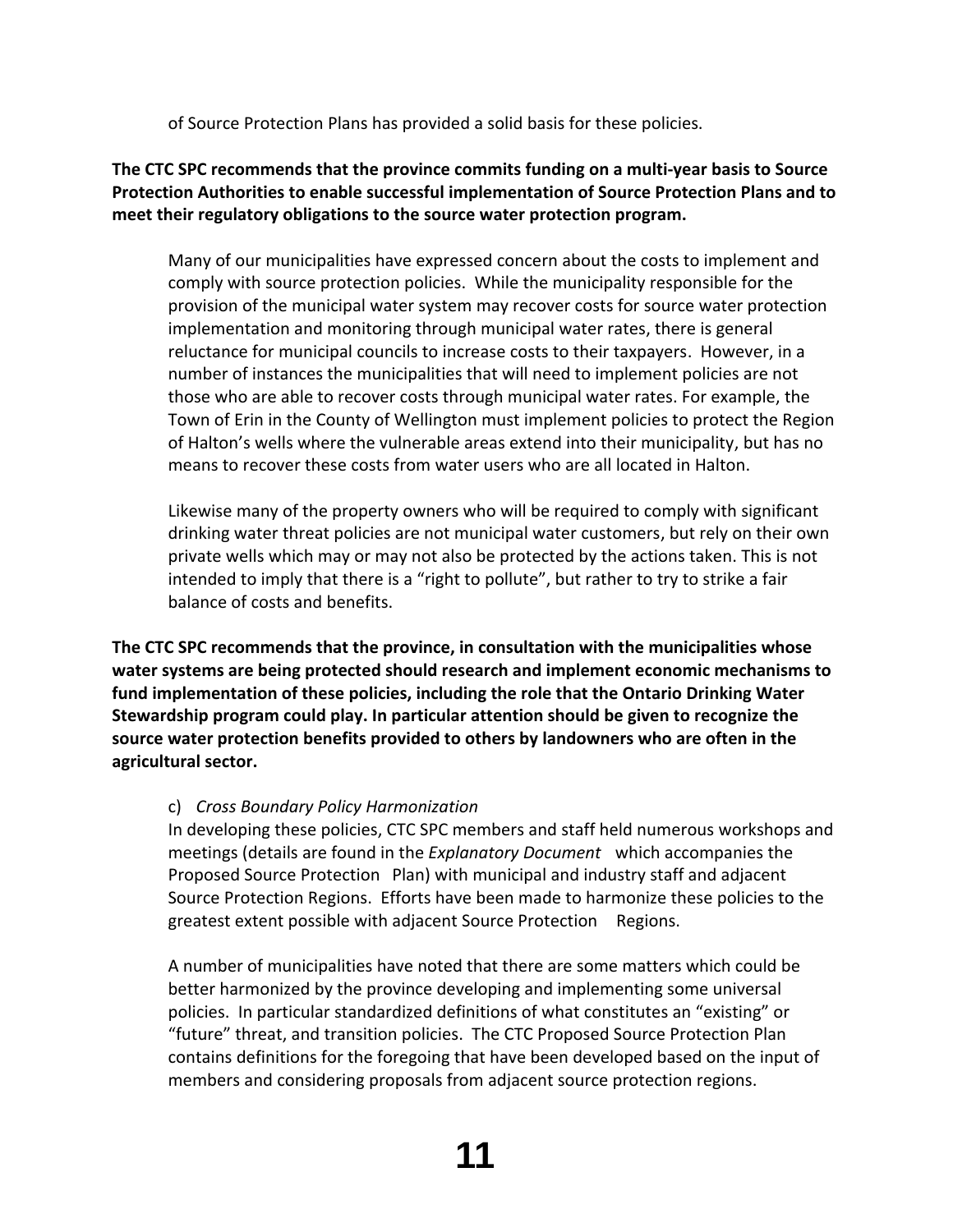of Source Protection Plans has provided a solid basis for these policies.

**The CTC SPC recommends that the province commits funding on a multi-year basis to Source Protection Authorities to enable successful implementation of Source Protection Plans and to meet their regulatory obligations to the source water protection program.**

Many of our municipalities have expressed concern about the costs to implement and comply with source protection policies. While the municipality responsible for the provision of the municipal water system may recover costs for source water protection implementation and monitoring through municipal water rates, there is general reluctance for municipal councils to increase costs to their taxpayers. However, in a number of instances the municipalities that will need to implement policies are not those who are able to recover costs through municipal water rates. For example, the Town of Erin in the County of Wellington must implement policies to protect the Region of Halton's wells where the vulnerable areas extend into their municipality, but has no means to recover these costs from water users who are all located in Halton.

Likewise many of the property owners who will be required to comply with significant drinking water threat policies are not municipal water customers, but rely on their own private wells which may or may not also be protected by the actions taken. This is not intended to imply that there is a "right to pollute", but rather to try to strike a fair balance of costs and benefits.

**The CTC SPC recommends that the province, in consultation with the municipalities whose water systems are being protected should research and implement economic mechanisms to fund implementation of these policies, including the role that the Ontario Drinking Water Stewardship program could play. In particular attention should be given to recognize the source water protection benefits provided to others by landowners who are often in the agricultural sector.**

c) *Cross Boundary Policy Harmonization*

In developing these policies, CTC SPC members and staff held numerous workshops and meetings (details are found in the *Explanatory Document* which accompanies the Proposed Source Protection Plan) with municipal and industry staff and adjacent Source Protection Regions. Efforts have been made to harmonize these policies to the greatest extent possible with adjacent Source Protection Regions.

A number of municipalities have noted that there are some matters which could be better harmonized by the province developing and implementing some universal policies. In particular standardized definitions of what constitutes an "existing" or "future" threat, and transition policies. The CTC Proposed Source Protection Plan contains definitions for the foregoing that have been developed based on the input of members and considering proposals from adjacent source protection regions.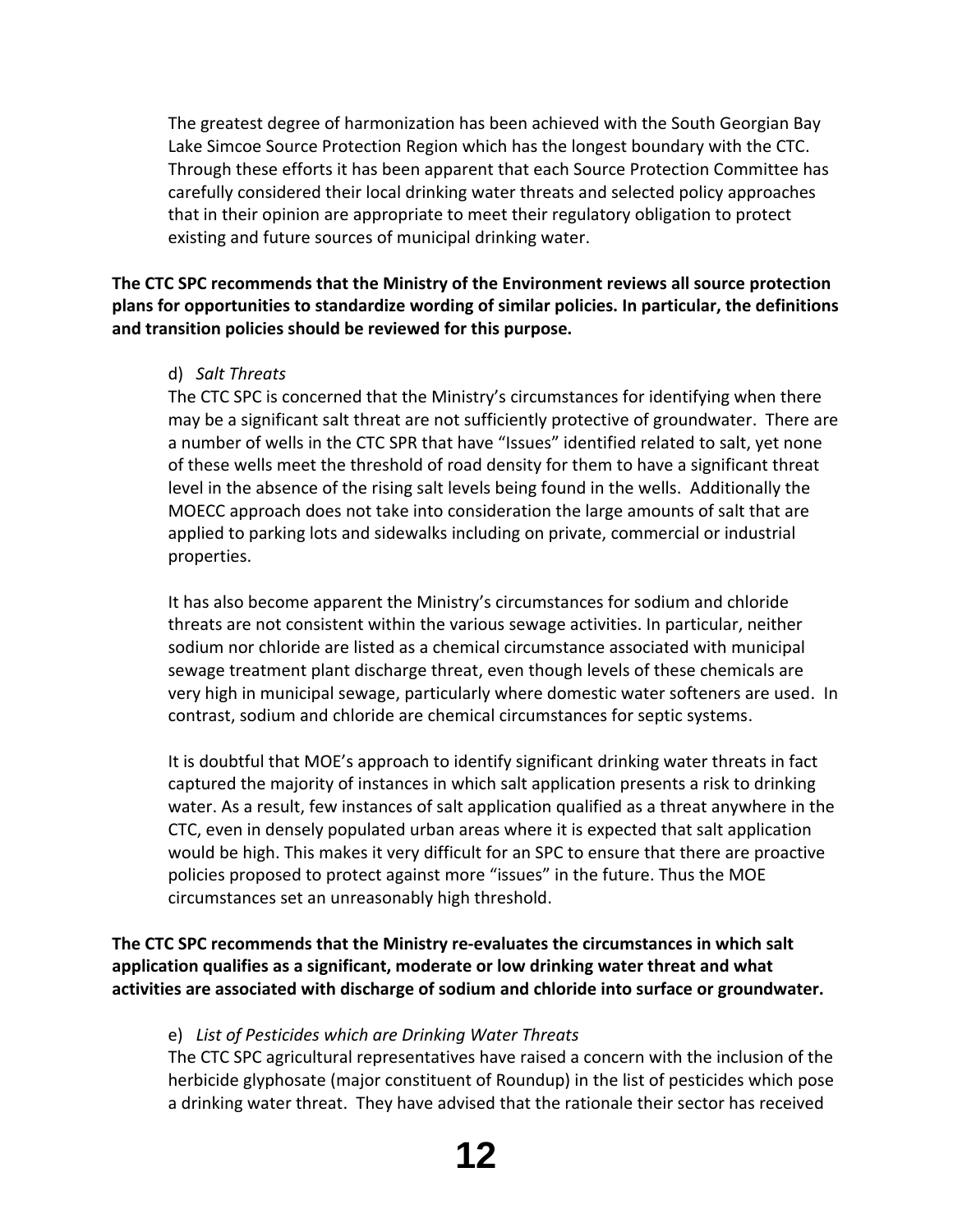The greatest degree of harmonization has been achieved with the South Georgian Bay Lake Simcoe Source Protection Region which has the longest boundary with the CTC. Through these efforts it has been apparent that each Source Protection Committee has carefully considered their local drinking water threats and selected policy approaches that in their opinion are appropriate to meet their regulatory obligation to protect existing and future sources of municipal drinking water.

**The CTC SPC recommends that the Ministry of the Environment reviews all source protection plans for opportunities to standardize wording of similar policies. In particular, the definitions and transition policies should be reviewed for this purpose.**

d) *Salt Threats*

The CTC SPC is concerned that the Ministry's circumstances for identifying when there may be a significant salt threat are not sufficiently protective of groundwater. There are a number of wells in the CTC SPR that have "Issues" identified related to salt, yet none of these wells meet the threshold of road density for them to have a significant threat level in the absence of the rising salt levels being found in the wells. Additionally the MOECC approach does not take into consideration the large amounts of salt that are applied to parking lots and sidewalks including on private, commercial or industrial properties.

It has also become apparent the Ministry's circumstances for sodium and chloride threats are not consistent within the various sewage activities. In particular, neither sodium nor chloride are listed as a chemical circumstance associated with municipal sewage treatment plant discharge threat, even though levels of these chemicals are very high in municipal sewage, particularly where domestic water softeners are used. In contrast, sodium and chloride are chemical circumstances for septic systems.

It is doubtful that MOE's approach to identify significant drinking water threats in fact captured the majority of instances in which salt application presents a risk to drinking water. As a result, few instances of salt application qualified as a threat anywhere in the CTC, even in densely populated urban areas where it is expected that salt application would be high. This makes it very difficult for an SPC to ensure that there are proactive policies proposed to protect against more "issues" in the future. Thus the MOE circumstances set an unreasonably high threshold.

**The CTC SPC recommends that the Ministry re-evaluates the circumstances in which salt application qualifies as a significant, moderate or low drinking water threat and what activities are associated with discharge of sodium and chloride into surface or groundwater.**

e) *List of Pesticides which are Drinking Water Threats*

The CTC SPC agricultural representatives have raised a concern with the inclusion of the herbicide glyphosate (major constituent of Roundup) in the list of pesticides which pose a drinking water threat. They have advised that the rationale their sector has received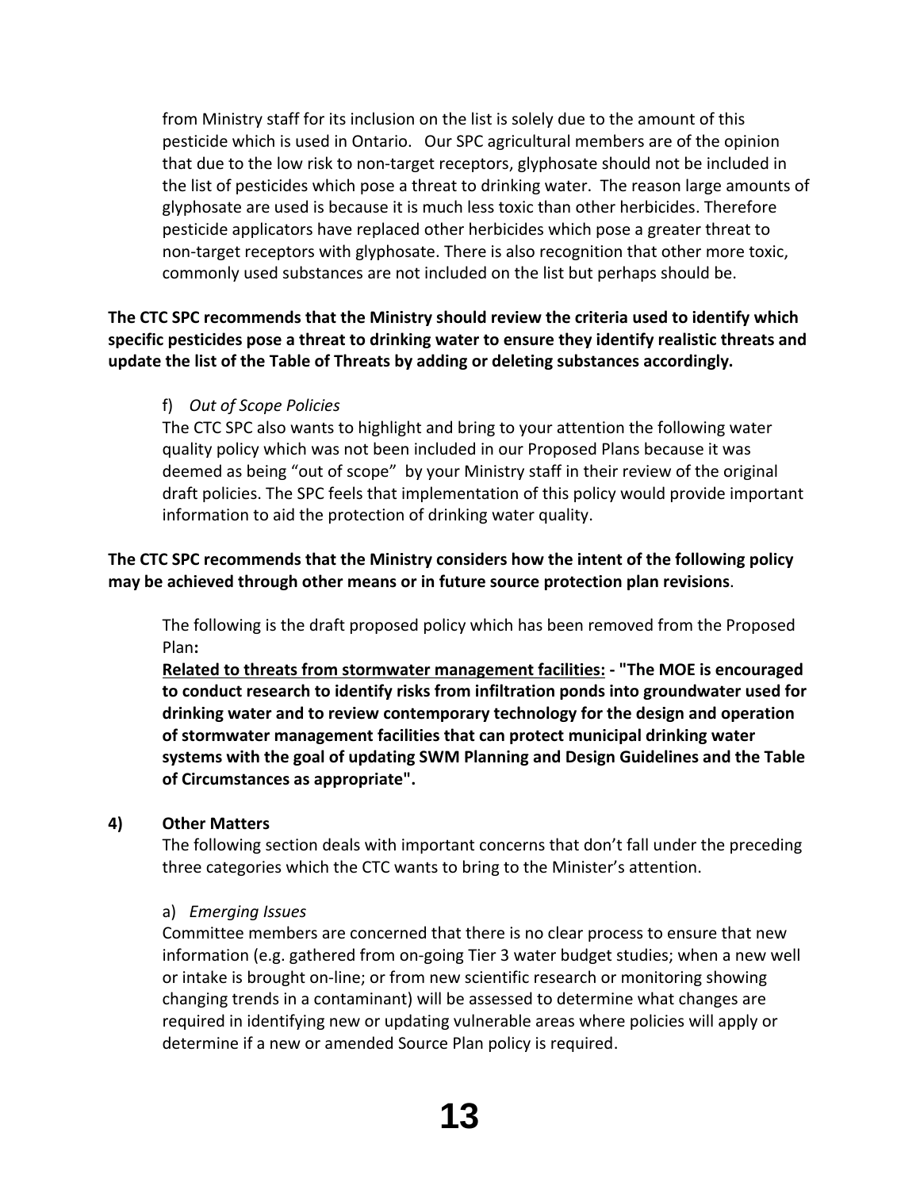from Ministry staff for its inclusion on the list is solely due to the amount of this pesticide which is used in Ontario. Our SPC agricultural members are of the opinion that due to the low risk to non-target receptors, glyphosate should not be included in the list of pesticides which pose a threat to drinking water. The reason large amounts of glyphosate are used is because it is much less toxic than other herbicides. Therefore pesticide applicators have replaced other herbicides which pose a greater threat to non-target receptors with glyphosate. There is also recognition that other more toxic, commonly used substances are not included on the list but perhaps should be.

**The CTC SPC recommends that the Ministry should review the criteria used to identify which specific pesticides pose a threat to drinking water to ensure they identify realistic threats and update the list of the Table of Threats by adding or deleting substances accordingly.**

f) *Out of Scope Policies*

The CTC SPC also wants to highlight and bring to your attention the following water quality policy which was not been included in our Proposed Plans because it was deemed as being "out of scope" by your Ministry staff in their review of the original draft policies. The SPC feels that implementation of this policy would provide important information to aid the protection of drinking water quality.

**The CTC SPC recommends that the Ministry considers how the intent of the following policy may be achieved through other means or in future source protection plan revisions**.

The following is the draft proposed policy which has been removed from the Proposed Plan**:**

**<u>Related to threats from stormwater management facilities:</u> - "The MOE is encouraged to conduct research to identify risks from infiltration ponds into groundwater used for drinking water and to review contemporary technology for the design and operation of stormwater management facilities that can protect municipal drinking water systems with the goal of updating SWM Planning and Design Guidelines and the Table of Circumstances as appropriate".**

## 4) Other Matters

The following section deals with important concerns that don't fall under the preceding three categories which the CTC wants to bring to the Minister's attention.

a) *Emerging Issues*

Committee members are concerned that there is no clear process to ensure that new information (e.g. gathered from on-going Tier 3 water budget studies; when a new well or intake is brought on-line; or from new scientific research or monitoring showing changing trends in a contaminant) will be assessed to determine what changes are required in identifying new or updating vulnerable areas where policies will apply or determine if a new or amended Source Plan policy is required.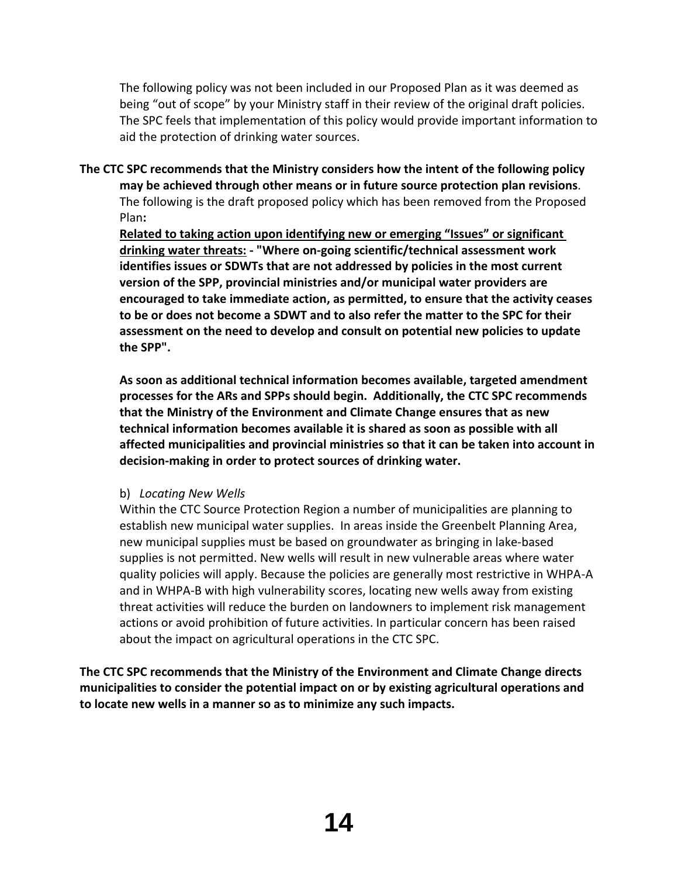The following policy was not been included in our Proposed Plan as it was deemed as being "out of scope" by your Ministry staff in their review of the original draft policies. The SPC feels that implementation of this policy would provide important information to aid the protection of drinking water sources.

**The CTC SPC recommends that the Ministry considers how the intent of the following policy may be achieved through other means or in future source protection plan revisions**. The following is the draft proposed policy which has been removed from the Proposed Plan**:**

**<u>Related to taking action upon identifying new or emerging "Issues" or significant drinking water threats:</u> - "Where on-going scientific/technical assessment work identifies issues or SDWTs that are not addressed by policies in the most current version of the SPP, provincial ministries and/or municipal water providers are encouraged to take immediate action, as permitted, to ensure that the activity ceases to be or does not become a SDWT and to also refer the matter to the SPC for their assessment on the need to develop and consult on potential new policies to update the SPP".**

**As soon as additional technical information becomes available, targeted amendment processes for the ARs and SPPs should begin. Additionally, the CTC SPC recommends that the Ministry of the Environment and Climate Change ensures that as new technical information becomes available it is shared as soon as possible with all affected municipalities and provincial ministries so that it can be taken into account in decision-making in order to protect sources of drinking water.**

b) *Locating New Wells*

Within the CTC Source Protection Region a number of municipalities are planning to establish new municipal water supplies. In areas inside the Greenbelt Planning Area, new municipal supplies must be based on groundwater as bringing in lake-based supplies is not permitted. New wells will result in new vulnerable areas where water quality policies will apply. Because the policies are generally most restrictive in WHPA-A and in WHPA-B with high vulnerability scores, locating new wells away from existing threat activities will reduce the burden on landowners to implement risk management actions or avoid prohibition of future activities. In particular concern has been raised about the impact on agricultural operations in the CTC SPC.

**The CTC SPC recommends that the Ministry of the Environment and Climate Change directs municipalities to consider the potential impact on or by existing agricultural operations and to locate new wells in a manner so as to minimize any such impacts.**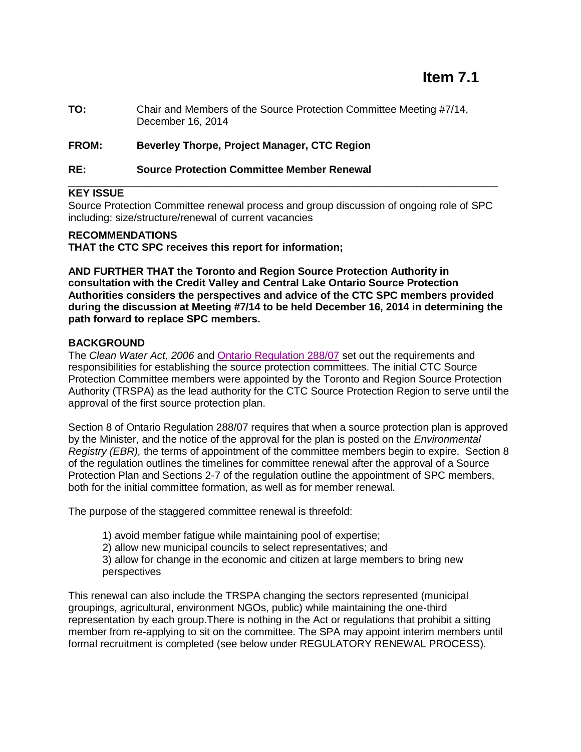# Item 7.1

**TO:** Chair and Members of the Source Protection Committee Meeting #7/14, December 16, 2014

**FROM: Beverley Thorpe, Project Manager, CTC Region**

**RE: Source Protection Committee Member Renewal**

---

**KEY ISSUE**

Source Protection Committee renewal process and group discussion of ongoing role of SPC including: size/structure/renewal of current vacancies

**RECOMMENDATIONS**

**THAT the CTC SPC receives this report for information;**

**AND FURTHER THAT the Toronto and Region Source Protection Authority in consultation with the Credit Valley and Central Lake Ontario Source Protection Authorities considers the perspectives and advice of the CTC SPC members provided during the discussion at Meeting #7/14 to be held December 16, 2014 in determining the path forward to replace SPC members.**

**BACKGROUND**

The *Clean Water Act, 2006* and Ontario Regulation 288/07 set out the requirements and responsibilities for establishing the source protection committees. The initial CTC Source Protection Committee members were appointed by the Toronto and Region Source Protection Authority (TRSPA) as the lead authority for the CTC Source Protection Region to serve until the approval of the first source protection plan.

Section 8 of Ontario Regulation 288/07 requires that when a source protection plan is approved by the Minister, and the notice of the approval for the plan is posted on the *Environmental Registry (EBR),* the terms of appointment of the committee members begin to expire. Section 8 of the regulation outlines the timelines for committee renewal after the approval of a Source Protection Plan and Sections 2-7 of the regulation outline the appointment of SPC members, both for the initial committee formation, as well as for member renewal.

The purpose of the staggered committee renewal is threefold:

1) avoid member fatigue while maintaining pool of expertise;
2) allow new municipal councils to select representatives; and
3) allow for change in the economic and citizen at large members to bring new perspectives

This renewal can also include the TRSPA changing the sectors represented (municipal groupings, agricultural, environment NGOs, public) while maintaining the one-third representation by each group.There is nothing in the Act or regulations that prohibit a sitting member from re-applying to sit on the committee. The SPA may appoint interim members until formal recruitment is completed (see below under REGULATORY RENEWAL PROCESS).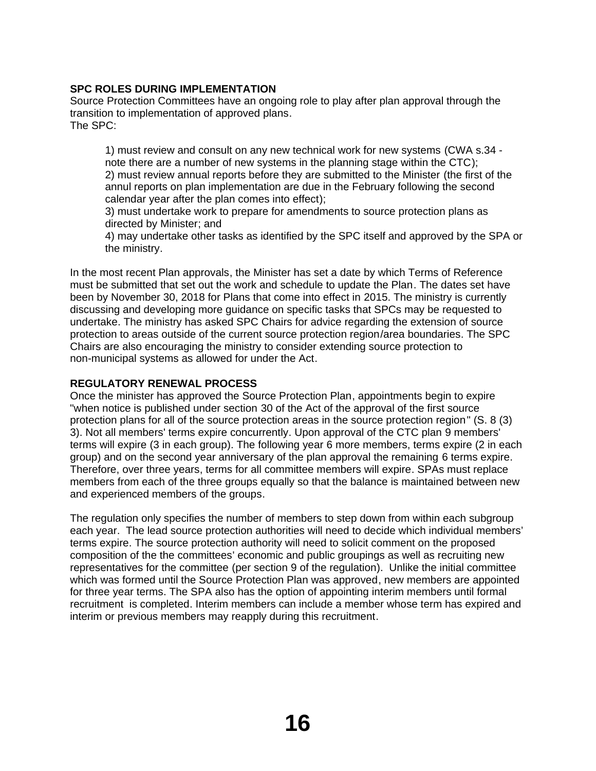**SPC ROLES DURING IMPLEMENTATION**

Source Protection Committees have an ongoing role to play after plan approval through the transition to implementation of approved plans.
The SPC:

1) must review and consult on any new technical work for new systems (CWA s.34 - note there are a number of new systems in the planning stage within the CTC);
2) must review annual reports before they are submitted to the Minister (the first of the annul reports on plan implementation are due in the February following the second calendar year after the plan comes into effect);
3) must undertake work to prepare for amendments to source protection plans as directed by Minister; and
4) may undertake other tasks as identified by the SPC itself and approved by the SPA or the ministry.

In the most recent Plan approvals, the Minister has set a date by which Terms of Reference must be submitted that set out the work and schedule to update the Plan. The dates set have been by November 30, 2018 for Plans that come into effect in 2015. The ministry is currently discussing and developing more guidance on specific tasks that SPCs may be requested to undertake. The ministry has asked SPC Chairs for advice regarding the extension of source protection to areas outside of the current source protection region/area boundaries. The SPC Chairs are also encouraging the ministry to consider extending source protection to non-municipal systems as allowed for under the Act.

**REGULATORY RENEWAL PROCESS**

Once the minister has approved the Source Protection Plan, appointments begin to expire "when notice is published under section 30 of the Act of the approval of the first source protection plans for all of the source protection areas in the source protection region" (S. 8 (3) 3). Not all members' terms expire concurrently. Upon approval of the CTC plan 9 members' terms will expire (3 in each group). The following year 6 more members, terms expire (2 in each group) and on the second year anniversary of the plan approval the remaining 6 terms expire. Therefore, over three years, terms for all committee members will expire. SPAs must replace members from each of the three groups equally so that the balance is maintained between new and experienced members of the groups.

The regulation only specifies the number of members to step down from within each subgroup each year. The lead source protection authorities will need to decide which individual members' terms expire. The source protection authority will need to solicit comment on the proposed composition of the the committees' economic and public groupings as well as recruiting new representatives for the committee (per section 9 of the regulation). Unlike the initial committee which was formed until the Source Protection Plan was approved, new members are appointed for three year terms. The SPA also has the option of appointing interim members until formal recruitment is completed. Interim members can include a member whose term has expired and interim or previous members may reapply during this recruitment.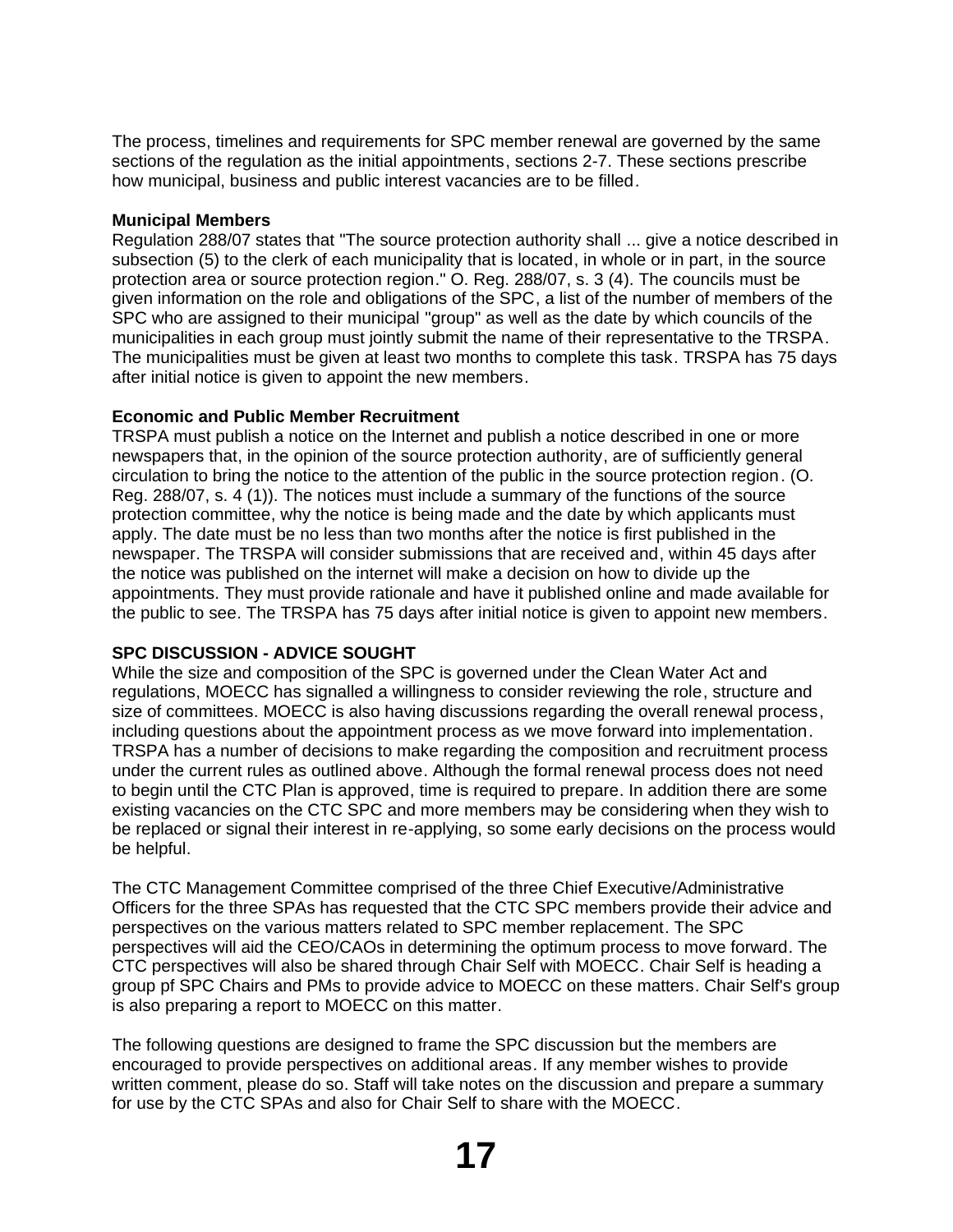The process, timelines and requirements for SPC member renewal are governed by the same sections of the regulation as the initial appointments, sections 2-7. These sections prescribe how municipal, business and public interest vacancies are to be filled.

**Municipal Members**

Regulation 288/07 states that "The source protection authority shall ... give a notice described in subsection (5) to the clerk of each municipality that is located, in whole or in part, in the source protection area or source protection region." O. Reg. 288/07, s. 3 (4). The councils must be given information on the role and obligations of the SPC, a list of the number of members of the SPC who are assigned to their municipal "group" as well as the date by which councils of the municipalities in each group must jointly submit the name of their representative to the TRSPA. The municipalities must be given at least two months to complete this task. TRSPA has 75 days after initial notice is given to appoint the new members.

**Economic and Public Member Recruitment**

TRSPA must publish a notice on the Internet and publish a notice described in one or more newspapers that, in the opinion of the source protection authority, are of sufficiently general circulation to bring the notice to the attention of the public in the source protection region. (O. Reg. 288/07, s. 4 (1)). The notices must include a summary of the functions of the source protection committee, why the notice is being made and the date by which applicants must apply. The date must be no less than two months after the notice is first published in the newspaper. The TRSPA will consider submissions that are received and, within 45 days after the notice was published on the internet will make a decision on how to divide up the appointments. They must provide rationale and have it published online and made available for the public to see. The TRSPA has 75 days after initial notice is given to appoint new members.

**SPC DISCUSSION - ADVICE SOUGHT**

While the size and composition of the SPC is governed under the Clean Water Act and regulations, MOECC has signalled a willingness to consider reviewing the role, structure and size of committees. MOECC is also having discussions regarding the overall renewal process, including questions about the appointment process as we move forward into implementation. TRSPA has a number of decisions to make regarding the composition and recruitment process under the current rules as outlined above. Although the formal renewal process does not need to begin until the CTC Plan is approved, time is required to prepare. In addition there are some existing vacancies on the CTC SPC and more members may be considering when they wish to be replaced or signal their interest in re-applying, so some early decisions on the process would be helpful.

The CTC Management Committee comprised of the three Chief Executive/Administrative Officers for the three SPAs has requested that the CTC SPC members provide their advice and perspectives on the various matters related to SPC member replacement. The SPC perspectives will aid the CEO/CAOs in determining the optimum process to move forward. The CTC perspectives will also be shared through Chair Self with MOECC. Chair Self is heading a group pf SPC Chairs and PMs to provide advice to MOECC on these matters. Chair Self's group is also preparing a report to MOECC on this matter.

The following questions are designed to frame the SPC discussion but the members are encouraged to provide perspectives on additional areas. If any member wishes to provide written comment, please do so. Staff will take notes on the discussion and prepare a summary for use by the CTC SPAs and also for Chair Self to share with the MOECC.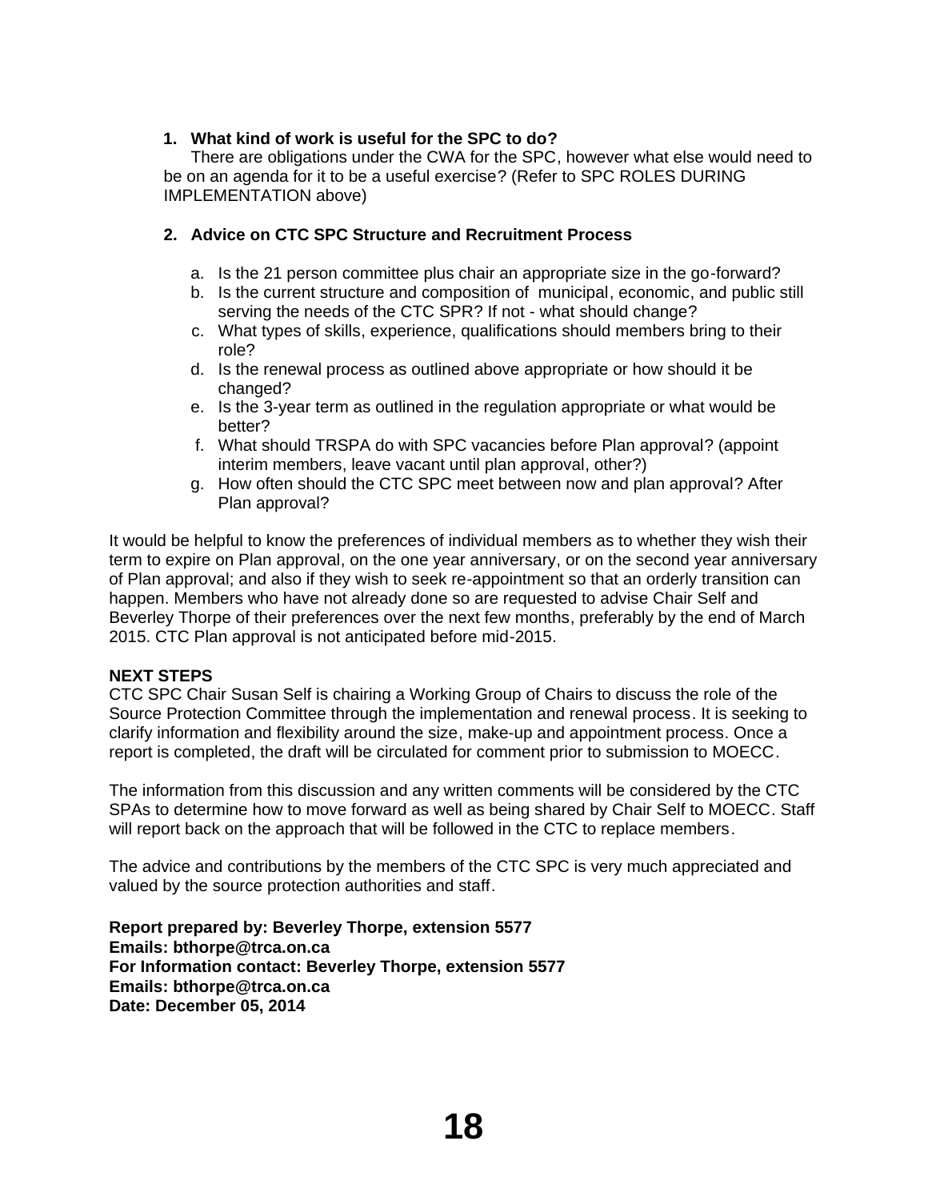1. **What kind of work is useful for the SPC to do?**
   There are obligations under the CWA for the SPC, however what else would need to be on an agenda for it to be a useful exercise? (Refer to SPC ROLES DURING IMPLEMENTATION above)

2. **Advice on CTC SPC Structure and Recruitment Process**

   a. Is the 21 person committee plus chair an appropriate size in the go-forward?
   b. Is the current structure and composition of municipal, economic, and public still serving the needs of the CTC SPR? If not - what should change?
   c. What types of skills, experience, qualifications should members bring to their role?
   d. Is the renewal process as outlined above appropriate or how should it be changed?
   e. Is the 3-year term as outlined in the regulation appropriate or what would be better?
   f. What should TRSPA do with SPC vacancies before Plan approval? (appoint interim members, leave vacant until plan approval, other?)
   g. How often should the CTC SPC meet between now and plan approval? After Plan approval?

It would be helpful to know the preferences of individual members as to whether they wish their term to expire on Plan approval, on the one year anniversary, or on the second year anniversary of Plan approval; and also if they wish to seek re-appointment so that an orderly transition can happen. Members who have not already done so are requested to advise Chair Self and Beverley Thorpe of their preferences over the next few months, preferably by the end of March 2015. CTC Plan approval is not anticipated before mid-2015.

**NEXT STEPS**
CTC SPC Chair Susan Self is chairing a Working Group of Chairs to discuss the role of the Source Protection Committee through the implementation and renewal process. It is seeking to clarify information and flexibility around the size, make-up and appointment process. Once a report is completed, the draft will be circulated for comment prior to submission to MOECC.

The information from this discussion and any written comments will be considered by the CTC SPAs to determine how to move forward as well as being shared by Chair Self to MOECC. Staff will report back on the approach that will be followed in the CTC to replace members.

The advice and contributions by the members of the CTC SPC is very much appreciated and valued by the source protection authorities and staff.

**Report prepared by: Beverley Thorpe, extension 5577**
**Emails: bthorpe@trca.on.ca**
**For Information contact: Beverley Thorpe, extension 5577**
**Emails: bthorpe@trca.on.ca**
**Date: December 05, 2014**